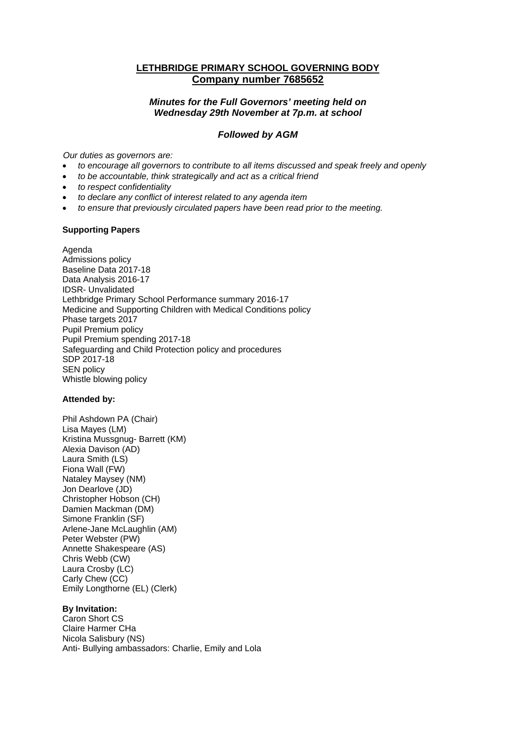# LETHBRIDGE PRIMARY SCHOOL GOVERNING BODY
## Company number 7685652

***Minutes for the Full Governors' meeting held on Wednesday 29th November at 7p.m. at school***

***Followed by AGM***

*Our duties as governors are:*

- *to encourage all governors to contribute to all items discussed and speak freely and openly*
- *to be accountable, think strategically and act as a critical friend*
- *to respect confidentiality*
- *to declare any conflict of interest related to any agenda item*
- *to ensure that previously circulated papers have been read prior to the meeting.*

**Supporting Papers**

Agenda
Admissions policy
Baseline Data 2017-18
Data Analysis 2016-17
IDSR- Unvalidated
Lethbridge Primary School Performance summary 2016-17
Medicine and Supporting Children with Medical Conditions policy
Phase targets 2017
Pupil Premium policy
Pupil Premium spending 2017-18
Safeguarding and Child Protection policy and procedures
SDP 2017-18
SEN policy
Whistle blowing policy

**Attended by:**

Phil Ashdown PA (Chair)
Lisa Mayes (LM)
Kristina Mussgnug- Barrett (KM)
Alexia Davison (AD)
Laura Smith (LS)
Fiona Wall (FW)
Nataley Maysey (NM)
Jon Dearlove (JD)
Christopher Hobson (CH)
Damien Mackman (DM)
Simone Franklin (SF)
Arlene-Jane McLaughlin (AM)
Peter Webster (PW)
Annette Shakespeare (AS)
Chris Webb (CW)
Laura Crosby (LC)
Carly Chew (CC)
Emily Longthorne (EL) (Clerk)

**By Invitation:**
Caron Short CS
Claire Harmer CHa
Nicola Salisbury (NS)
Anti- Bullying ambassadors: Charlie, Emily and Lola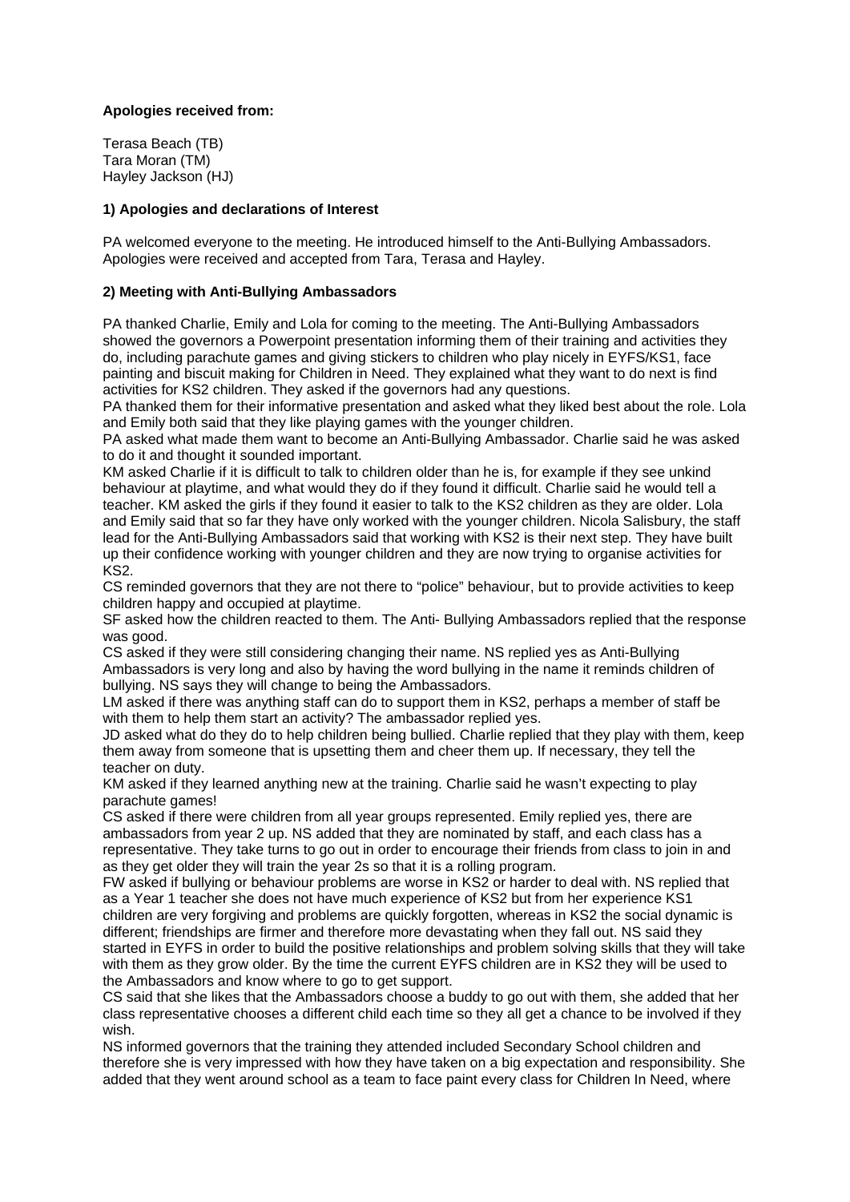**Apologies received from:**

Terasa Beach (TB)
Tara Moran (TM)
Hayley Jackson (HJ)

**1) Apologies and declarations of Interest**

PA welcomed everyone to the meeting. He introduced himself to the Anti-Bullying Ambassadors. Apologies were received and accepted from Tara, Terasa and Hayley.

**2) Meeting with Anti-Bullying Ambassadors**

PA thanked Charlie, Emily and Lola for coming to the meeting. The Anti-Bullying Ambassadors showed the governors a Powerpoint presentation informing them of their training and activities they do, including parachute games and giving stickers to children who play nicely in EYFS/KS1, face painting and biscuit making for Children in Need. They explained what they want to do next is find activities for KS2 children. They asked if the governors had any questions.

PA thanked them for their informative presentation and asked what they liked best about the role. Lola and Emily both said that they like playing games with the younger children.

PA asked what made them want to become an Anti-Bullying Ambassador. Charlie said he was asked to do it and thought it sounded important.

KM asked Charlie if it is difficult to talk to children older than he is, for example if they see unkind behaviour at playtime, and what would they do if they found it difficult. Charlie said he would tell a teacher. KM asked the girls if they found it easier to talk to the KS2 children as they are older. Lola and Emily said that so far they have only worked with the younger children. Nicola Salisbury, the staff lead for the Anti-Bullying Ambassadors said that working with KS2 is their next step. They have built up their confidence working with younger children and they are now trying to organise activities for KS2.

CS reminded governors that they are not there to "police" behaviour, but to provide activities to keep children happy and occupied at playtime.

SF asked how the children reacted to them. The Anti- Bullying Ambassadors replied that the response was good.

CS asked if they were still considering changing their name. NS replied yes as Anti-Bullying Ambassadors is very long and also by having the word bullying in the name it reminds children of bullying. NS says they will change to being the Ambassadors.

LM asked if there was anything staff can do to support them in KS2, perhaps a member of staff be with them to help them start an activity? The ambassador replied yes.

JD asked what do they do to help children being bullied. Charlie replied that they play with them, keep them away from someone that is upsetting them and cheer them up. If necessary, they tell the teacher on duty.

KM asked if they learned anything new at the training. Charlie said he wasn't expecting to play parachute games!

CS asked if there were children from all year groups represented. Emily replied yes, there are ambassadors from year 2 up. NS added that they are nominated by staff, and each class has a representative. They take turns to go out in order to encourage their friends from class to join in and as they get older they will train the year 2s so that it is a rolling program.

FW asked if bullying or behaviour problems are worse in KS2 or harder to deal with. NS replied that as a Year 1 teacher she does not have much experience of KS2 but from her experience KS1 children are very forgiving and problems are quickly forgotten, whereas in KS2 the social dynamic is different; friendships are firmer and therefore more devastating when they fall out. NS said they started in EYFS in order to build the positive relationships and problem solving skills that they will take with them as they grow older. By the time the current EYFS children are in KS2 they will be used to the Ambassadors and know where to go to get support.

CS said that she likes that the Ambassadors choose a buddy to go out with them, she added that her class representative chooses a different child each time so they all get a chance to be involved if they wish.

NS informed governors that the training they attended included Secondary School children and therefore she is very impressed with how they have taken on a big expectation and responsibility. She added that they went around school as a team to face paint every class for Children In Need, where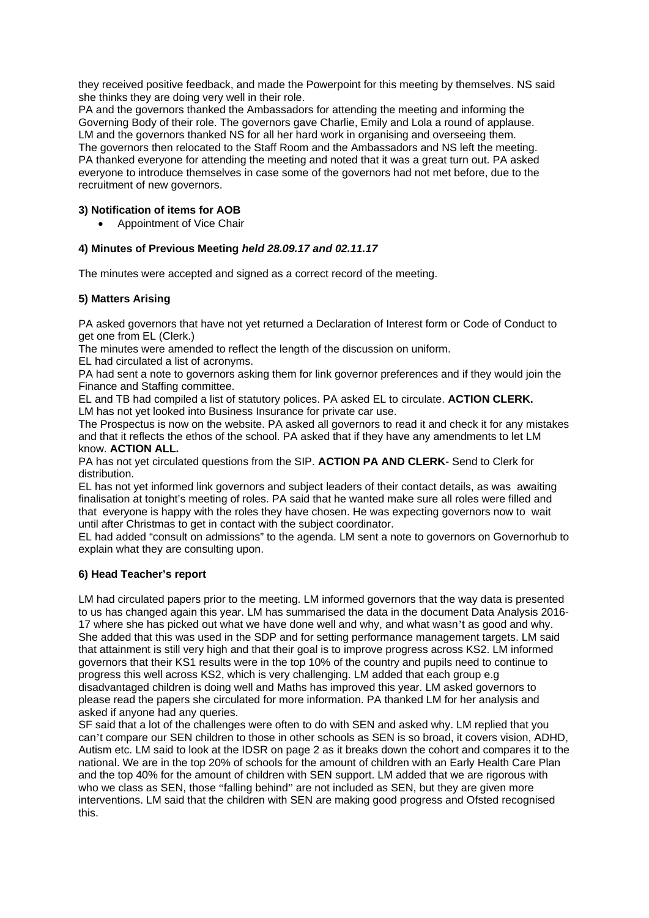they received positive feedback, and made the Powerpoint for this meeting by themselves. NS said she thinks they are doing very well in their role.
PA and the governors thanked the Ambassadors for attending the meeting and informing the Governing Body of their role. The governors gave Charlie, Emily and Lola a round of applause.
LM and the governors thanked NS for all her hard work in organising and overseeing them.
The governors then relocated to the Staff Room and the Ambassadors and NS left the meeting.
PA thanked everyone for attending the meeting and noted that it was a great turn out. PA asked everyone to introduce themselves in case some of the governors had not met before, due to the recruitment of new governors.

**3) Notification of items for AOB**

- Appointment of Vice Chair

**4) Minutes of Previous Meeting *held 28.09.17 and 02.11.17***

The minutes were accepted and signed as a correct record of the meeting.

**5) Matters Arising**

PA asked governors that have not yet returned a Declaration of Interest form or Code of Conduct to get one from EL (Clerk.)
The minutes were amended to reflect the length of the discussion on uniform.
EL had circulated a list of acronyms.
PA had sent a note to governors asking them for link governor preferences and if they would join the Finance and Staffing committee.
EL and TB had compiled a list of statutory polices. PA asked EL to circulate. **ACTION CLERK.**
LM has not yet looked into Business Insurance for private car use.
The Prospectus is now on the website. PA asked all governors to read it and check it for any mistakes and that it reflects the ethos of the school. PA asked that if they have any amendments to let LM know. **ACTION ALL.**
PA has not yet circulated questions from the SIP. **ACTION PA AND CLERK**- Send to Clerk for distribution.
EL has not yet informed link governors and subject leaders of their contact details, as was awaiting finalisation at tonight's meeting of roles. PA said that he wanted make sure all roles were filled and that everyone is happy with the roles they have chosen. He was expecting governors now to wait until after Christmas to get in contact with the subject coordinator.
EL had added "consult on admissions" to the agenda. LM sent a note to governors on Governorhub to explain what they are consulting upon.

**6) Head Teacher's report**

LM had circulated papers prior to the meeting. LM informed governors that the way data is presented to us has changed again this year. LM has summarised the data in the document Data Analysis 2016-17 where she has picked out what we have done well and why, and what wasn't as good and why. She added that this was used in the SDP and for setting performance management targets. LM said that attainment is still very high and that their goal is to improve progress across KS2. LM informed governors that their KS1 results were in the top 10% of the country and pupils need to continue to progress this well across KS2, which is very challenging. LM added that each group e.g disadvantaged children is doing well and Maths has improved this year. LM asked governors to please read the papers she circulated for more information. PA thanked LM for her analysis and asked if anyone had any queries.
SF said that a lot of the challenges were often to do with SEN and asked why. LM replied that you can't compare our SEN children to those in other schools as SEN is so broad, it covers vision, ADHD, Autism etc. LM said to look at the IDSR on page 2 as it breaks down the cohort and compares it to the national. We are in the top 20% of schools for the amount of children with an Early Health Care Plan and the top 40% for the amount of children with SEN support. LM added that we are rigorous with who we class as SEN, those "falling behind" are not included as SEN, but they are given more interventions. LM said that the children with SEN are making good progress and Ofsted recognised this.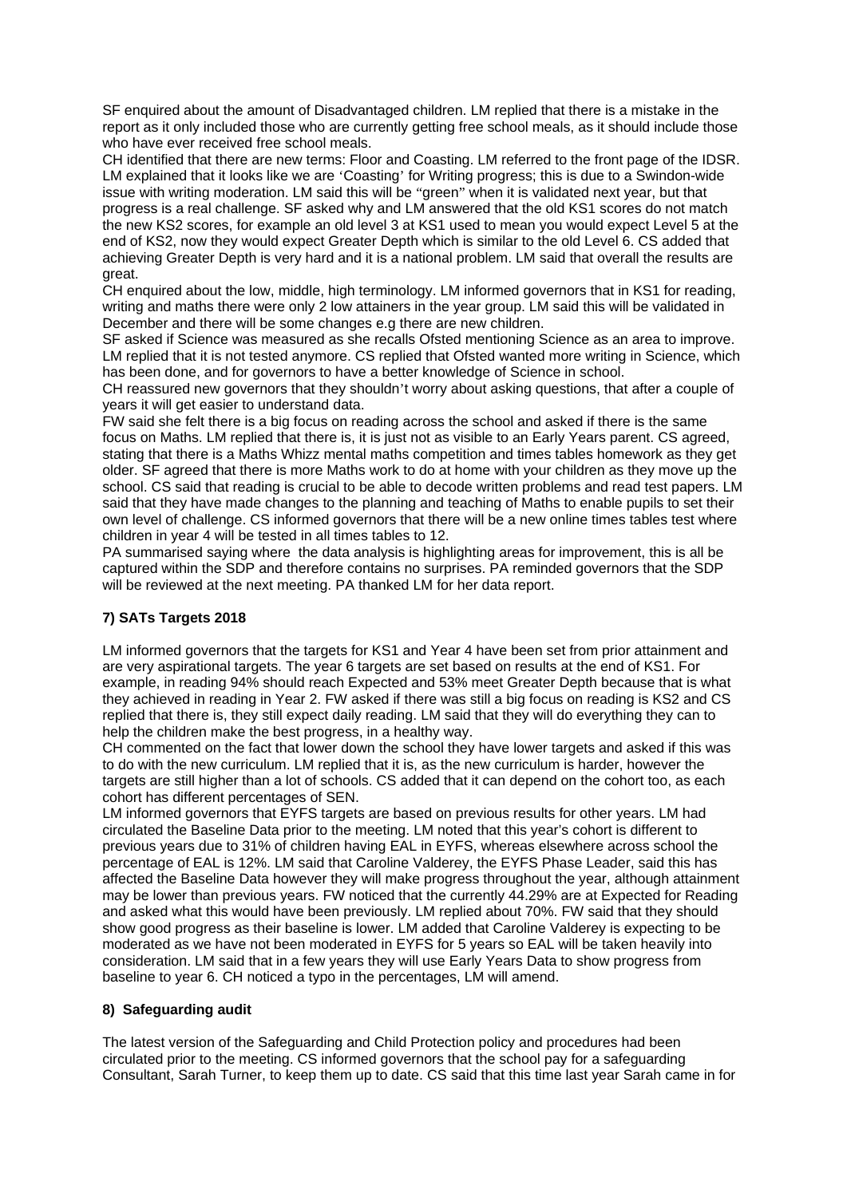SF enquired about the amount of Disadvantaged children. LM replied that there is a mistake in the report as it only included those who are currently getting free school meals, as it should include those who have ever received free school meals.

CH identified that there are new terms: Floor and Coasting. LM referred to the front page of the IDSR. LM explained that it looks like we are 'Coasting' for Writing progress; this is due to a Swindon-wide issue with writing moderation. LM said this will be "green" when it is validated next year, but that progress is a real challenge. SF asked why and LM answered that the old KS1 scores do not match the new KS2 scores, for example an old level 3 at KS1 used to mean you would expect Level 5 at the end of KS2, now they would expect Greater Depth which is similar to the old Level 6. CS added that achieving Greater Depth is very hard and it is a national problem. LM said that overall the results are great.

CH enquired about the low, middle, high terminology. LM informed governors that in KS1 for reading, writing and maths there were only 2 low attainers in the year group. LM said this will be validated in December and there will be some changes e.g there are new children.

SF asked if Science was measured as she recalls Ofsted mentioning Science as an area to improve. LM replied that it is not tested anymore. CS replied that Ofsted wanted more writing in Science, which has been done, and for governors to have a better knowledge of Science in school.

CH reassured new governors that they shouldn't worry about asking questions, that after a couple of years it will get easier to understand data.

FW said she felt there is a big focus on reading across the school and asked if there is the same focus on Maths. LM replied that there is, it is just not as visible to an Early Years parent. CS agreed, stating that there is a Maths Whizz mental maths competition and times tables homework as they get older. SF agreed that there is more Maths work to do at home with your children as they move up the school. CS said that reading is crucial to be able to decode written problems and read test papers. LM said that they have made changes to the planning and teaching of Maths to enable pupils to set their own level of challenge. CS informed governors that there will be a new online times tables test where children in year 4 will be tested in all times tables to 12.

PA summarised saying where the data analysis is highlighting areas for improvement, this is all be captured within the SDP and therefore contains no surprises. PA reminded governors that the SDP will be reviewed at the next meeting. PA thanked LM for her data report.

**7) SATs Targets 2018**

LM informed governors that the targets for KS1 and Year 4 have been set from prior attainment and are very aspirational targets. The year 6 targets are set based on results at the end of KS1. For example, in reading 94% should reach Expected and 53% meet Greater Depth because that is what they achieved in reading in Year 2. FW asked if there was still a big focus on reading is KS2 and CS replied that there is, they still expect daily reading. LM said that they will do everything they can to help the children make the best progress, in a healthy way.

CH commented on the fact that lower down the school they have lower targets and asked if this was to do with the new curriculum. LM replied that it is, as the new curriculum is harder, however the targets are still higher than a lot of schools. CS added that it can depend on the cohort too, as each cohort has different percentages of SEN.

LM informed governors that EYFS targets are based on previous results for other years. LM had circulated the Baseline Data prior to the meeting. LM noted that this year's cohort is different to previous years due to 31% of children having EAL in EYFS, whereas elsewhere across school the percentage of EAL is 12%. LM said that Caroline Valderey, the EYFS Phase Leader, said this has affected the Baseline Data however they will make progress throughout the year, although attainment may be lower than previous years. FW noticed that the currently 44.29% are at Expected for Reading and asked what this would have been previously. LM replied about 70%. FW said that they should show good progress as their baseline is lower. LM added that Caroline Valderey is expecting to be moderated as we have not been moderated in EYFS for 5 years so EAL will be taken heavily into consideration. LM said that in a few years they will use Early Years Data to show progress from baseline to year 6. CH noticed a typo in the percentages, LM will amend.

**8) Safeguarding audit**

The latest version of the Safeguarding and Child Protection policy and procedures had been circulated prior to the meeting. CS informed governors that the school pay for a safeguarding Consultant, Sarah Turner, to keep them up to date. CS said that this time last year Sarah came in for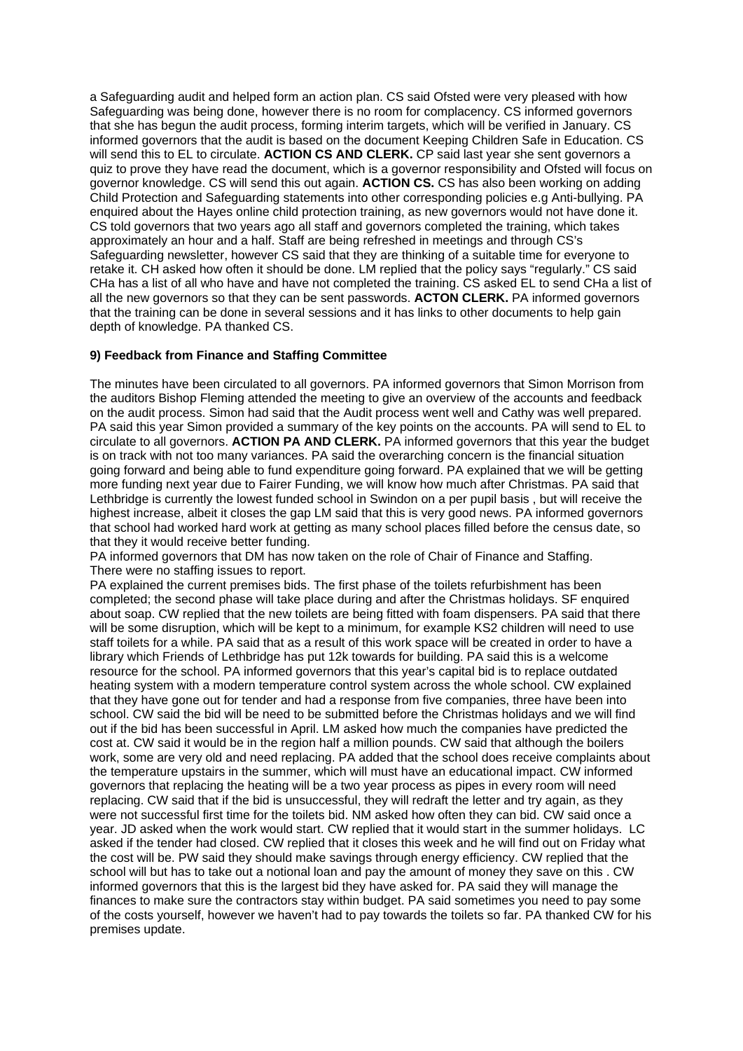a Safeguarding audit and helped form an action plan. CS said Ofsted were very pleased with how Safeguarding was being done, however there is no room for complacency. CS informed governors that she has begun the audit process, forming interim targets, which will be verified in January. CS informed governors that the audit is based on the document Keeping Children Safe in Education. CS will send this to EL to circulate. **ACTION CS AND CLERK.** CP said last year she sent governors a quiz to prove they have read the document, which is a governor responsibility and Ofsted will focus on governor knowledge. CS will send this out again. **ACTION CS.** CS has also been working on adding Child Protection and Safeguarding statements into other corresponding policies e.g Anti-bullying. PA enquired about the Hayes online child protection training, as new governors would not have done it. CS told governors that two years ago all staff and governors completed the training, which takes approximately an hour and a half. Staff are being refreshed in meetings and through CS's Safeguarding newsletter, however CS said that they are thinking of a suitable time for everyone to retake it. CH asked how often it should be done. LM replied that the policy says "regularly." CS said CHa has a list of all who have and have not completed the training. CS asked EL to send CHa a list of all the new governors so that they can be sent passwords. **ACTON CLERK.** PA informed governors that the training can be done in several sessions and it has links to other documents to help gain depth of knowledge. PA thanked CS.

**9) Feedback from Finance and Staffing Committee**

The minutes have been circulated to all governors. PA informed governors that Simon Morrison from the auditors Bishop Fleming attended the meeting to give an overview of the accounts and feedback on the audit process. Simon had said that the Audit process went well and Cathy was well prepared. PA said this year Simon provided a summary of the key points on the accounts. PA will send to EL to circulate to all governors. **ACTION PA AND CLERK.** PA informed governors that this year the budget is on track with not too many variances. PA said the overarching concern is the financial situation going forward and being able to fund expenditure going forward. PA explained that we will be getting more funding next year due to Fairer Funding, we will know how much after Christmas. PA said that Lethbridge is currently the lowest funded school in Swindon on a per pupil basis , but will receive the highest increase, albeit it closes the gap LM said that this is very good news. PA informed governors that school had worked hard work at getting as many school places filled before the census date, so that they it would receive better funding.
PA informed governors that DM has now taken on the role of Chair of Finance and Staffing.
There were no staffing issues to report.
PA explained the current premises bids. The first phase of the toilets refurbishment has been completed; the second phase will take place during and after the Christmas holidays. SF enquired about soap. CW replied that the new toilets are being fitted with foam dispensers. PA said that there will be some disruption, which will be kept to a minimum, for example KS2 children will need to use staff toilets for a while. PA said that as a result of this work space will be created in order to have a library which Friends of Lethbridge has put 12k towards for building. PA said this is a welcome resource for the school. PA informed governors that this year's capital bid is to replace outdated heating system with a modern temperature control system across the whole school. CW explained that they have gone out for tender and had a response from five companies, three have been into school. CW said the bid will be need to be submitted before the Christmas holidays and we will find out if the bid has been successful in April. LM asked how much the companies have predicted the cost at. CW said it would be in the region half a million pounds. CW said that although the boilers work, some are very old and need replacing. PA added that the school does receive complaints about the temperature upstairs in the summer, which will must have an educational impact. CW informed governors that replacing the heating will be a two year process as pipes in every room will need replacing. CW said that if the bid is unsuccessful, they will redraft the letter and try again, as they were not successful first time for the toilets bid. NM asked how often they can bid. CW said once a year. JD asked when the work would start. CW replied that it would start in the summer holidays. LC asked if the tender had closed. CW replied that it closes this week and he will find out on Friday what the cost will be. PW said they should make savings through energy efficiency. CW replied that the school will but has to take out a notional loan and pay the amount of money they save on this . CW informed governors that this is the largest bid they have asked for. PA said they will manage the finances to make sure the contractors stay within budget. PA said sometimes you need to pay some of the costs yourself, however we haven't had to pay towards the toilets so far. PA thanked CW for his premises update.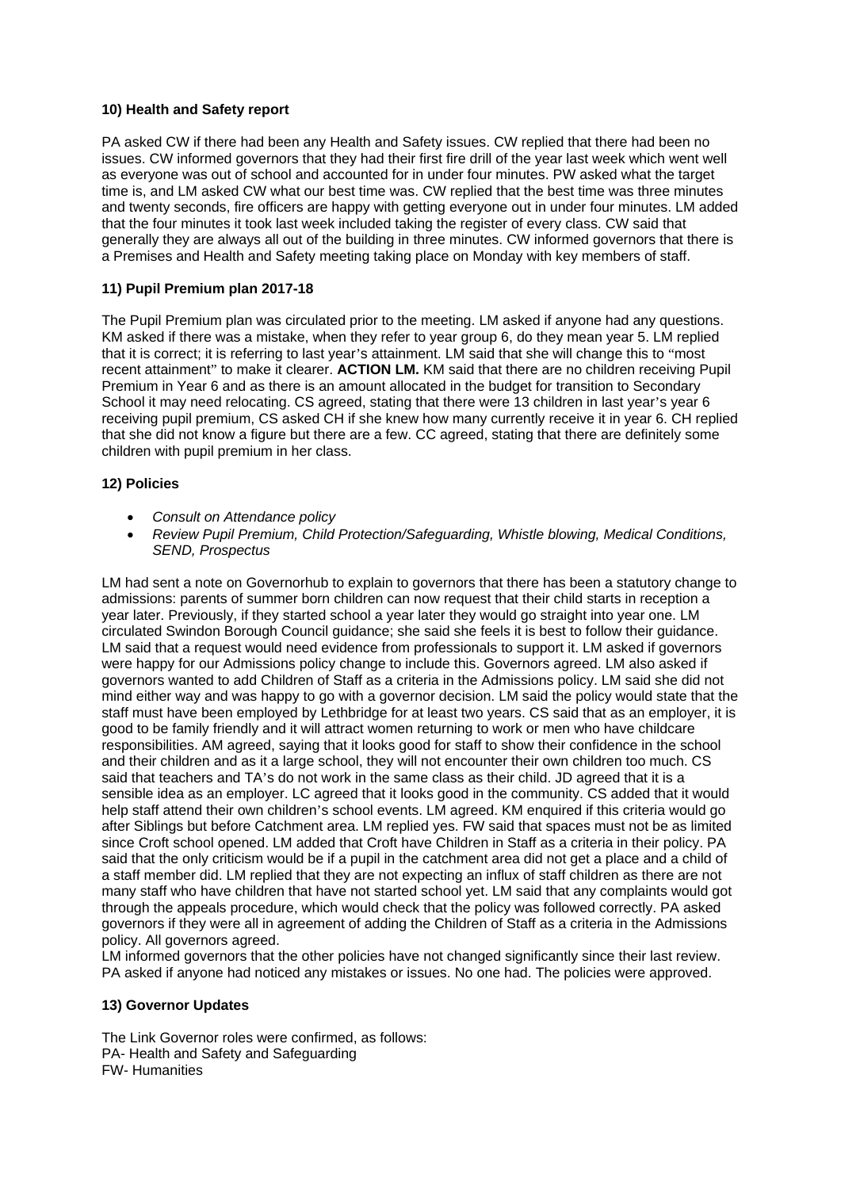**10) Health and Safety report**

PA asked CW if there had been any Health and Safety issues. CW replied that there had been no issues. CW informed governors that they had their first fire drill of the year last week which went well as everyone was out of school and accounted for in under four minutes. PW asked what the target time is, and LM asked CW what our best time was. CW replied that the best time was three minutes and twenty seconds, fire officers are happy with getting everyone out in under four minutes. LM added that the four minutes it took last week included taking the register of every class. CW said that generally they are always all out of the building in three minutes. CW informed governors that there is a Premises and Health and Safety meeting taking place on Monday with key members of staff.

**11) Pupil Premium plan 2017-18**

The Pupil Premium plan was circulated prior to the meeting. LM asked if anyone had any questions. KM asked if there was a mistake, when they refer to year group 6, do they mean year 5. LM replied that it is correct; it is referring to last year's attainment. LM said that she will change this to "most recent attainment" to make it clearer. **ACTION LM.** KM said that there are no children receiving Pupil Premium in Year 6 and as there is an amount allocated in the budget for transition to Secondary School it may need relocating. CS agreed, stating that there were 13 children in last year's year 6 receiving pupil premium, CS asked CH if she knew how many currently receive it in year 6. CH replied that she did not know a figure but there are a few. CC agreed, stating that there are definitely some children with pupil premium in her class.

**12) Policies**

- *Consult on Attendance policy*
- *Review Pupil Premium, Child Protection/Safeguarding, Whistle blowing, Medical Conditions, SEND, Prospectus*

LM had sent a note on Governorhub to explain to governors that there has been a statutory change to admissions: parents of summer born children can now request that their child starts in reception a year later. Previously, if they started school a year later they would go straight into year one. LM circulated Swindon Borough Council guidance; she said she feels it is best to follow their guidance. LM said that a request would need evidence from professionals to support it. LM asked if governors were happy for our Admissions policy change to include this. Governors agreed. LM also asked if governors wanted to add Children of Staff as a criteria in the Admissions policy. LM said she did not mind either way and was happy to go with a governor decision. LM said the policy would state that the staff must have been employed by Lethbridge for at least two years. CS said that as an employer, it is good to be family friendly and it will attract women returning to work or men who have childcare responsibilities. AM agreed, saying that it looks good for staff to show their confidence in the school and their children and as it a large school, they will not encounter their own children too much. CS said that teachers and TA's do not work in the same class as their child. JD agreed that it is a sensible idea as an employer. LC agreed that it looks good in the community. CS added that it would help staff attend their own children's school events. LM agreed. KM enquired if this criteria would go after Siblings but before Catchment area. LM replied yes. FW said that spaces must not be as limited since Croft school opened. LM added that Croft have Children in Staff as a criteria in their policy. PA said that the only criticism would be if a pupil in the catchment area did not get a place and a child of a staff member did. LM replied that they are not expecting an influx of staff children as there are not many staff who have children that have not started school yet. LM said that any complaints would got through the appeals procedure, which would check that the policy was followed correctly. PA asked governors if they were all in agreement of adding the Children of Staff as a criteria in the Admissions policy. All governors agreed.

LM informed governors that the other policies have not changed significantly since their last review. PA asked if anyone had noticed any mistakes or issues. No one had. The policies were approved.

**13) Governor Updates**

The Link Governor roles were confirmed, as follows:
PA- Health and Safety and Safeguarding
FW- Humanities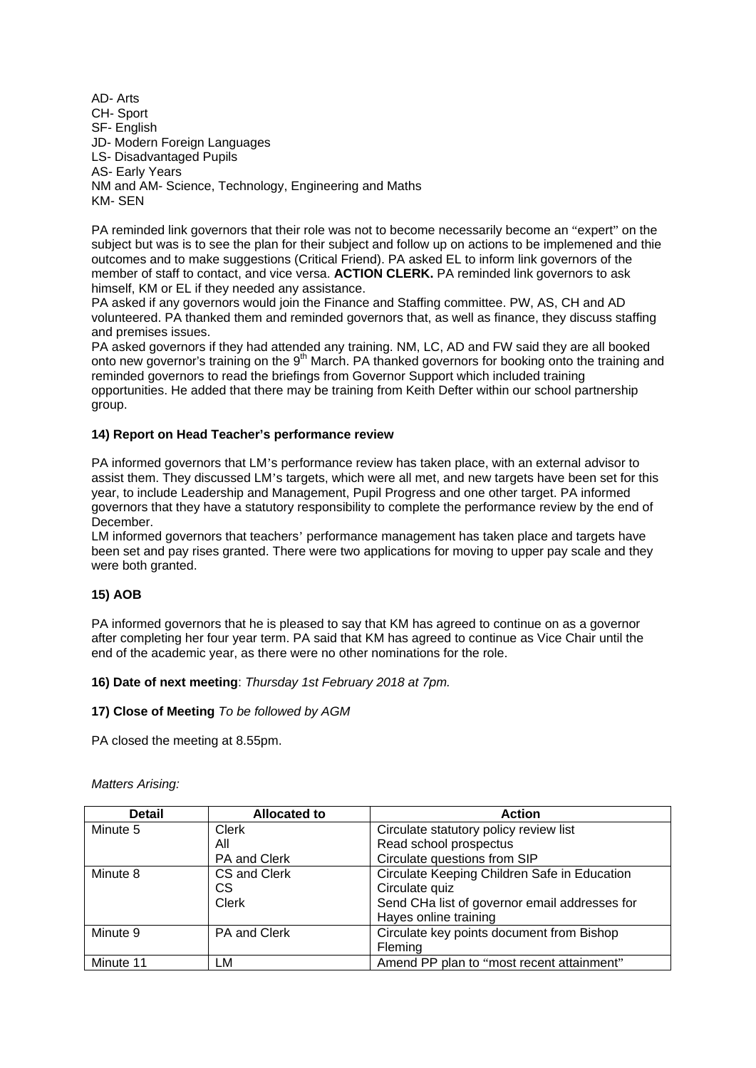AD- Arts
CH- Sport
SF- English
JD- Modern Foreign Languages
LS- Disadvantaged Pupils
AS- Early Years
NM and AM- Science, Technology, Engineering and Maths
KM- SEN

PA reminded link governors that their role was not to become necessarily become an "expert" on the subject but was is to see the plan for their subject and follow up on actions to be implemened and thie outcomes and to make suggestions (Critical Friend). PA asked EL to inform link governors of the member of staff to contact, and vice versa. **ACTION CLERK.** PA reminded link governors to ask himself, KM or EL if they needed any assistance.

PA asked if any governors would join the Finance and Staffing committee. PW, AS, CH and AD volunteered. PA thanked them and reminded governors that, as well as finance, they discuss staffing and premises issues.

PA asked governors if they had attended any training. NM, LC, AD and FW said they are all booked onto new governor's training on the 9th March. PA thanked governors for booking onto the training and reminded governors to read the briefings from Governor Support which included training opportunities. He added that there may be training from Keith Defter within our school partnership group.

**14) Report on Head Teacher's performance review**

PA informed governors that LM's performance review has taken place, with an external advisor to assist them. They discussed LM's targets, which were all met, and new targets have been set for this year, to include Leadership and Management, Pupil Progress and one other target. PA informed governors that they have a statutory responsibility to complete the performance review by the end of December.

LM informed governors that teachers' performance management has taken place and targets have been set and pay rises granted. There were two applications for moving to upper pay scale and they were both granted.

**15) AOB**

PA informed governors that he is pleased to say that KM has agreed to continue on as a governor after completing her four year term. PA said that KM has agreed to continue as Vice Chair until the end of the academic year, as there were no other nominations for the role.

**16) Date of next meeting**: *Thursday 1st February 2018 at 7pm.*

**17) Close of Meeting** *To be followed by AGM*

PA closed the meeting at 8.55pm.

*Matters Arising:*

| Detail | Allocated to | Action |
|---|---|---|
| Minute 5 | Clerk<br>All<br>PA and Clerk | Circulate statutory policy review list<br>Read school prospectus<br>Circulate questions from SIP |
| Minute 8 | CS and Clerk<br>CS<br>Clerk | Circulate Keeping Children Safe in Education<br>Circulate quiz<br>Send CHa list of governor email addresses for Hayes online training |
| Minute 9 | PA and Clerk | Circulate key points document from Bishop Fleming |
| Minute 11 | LM | Amend PP plan to "most recent attainment" |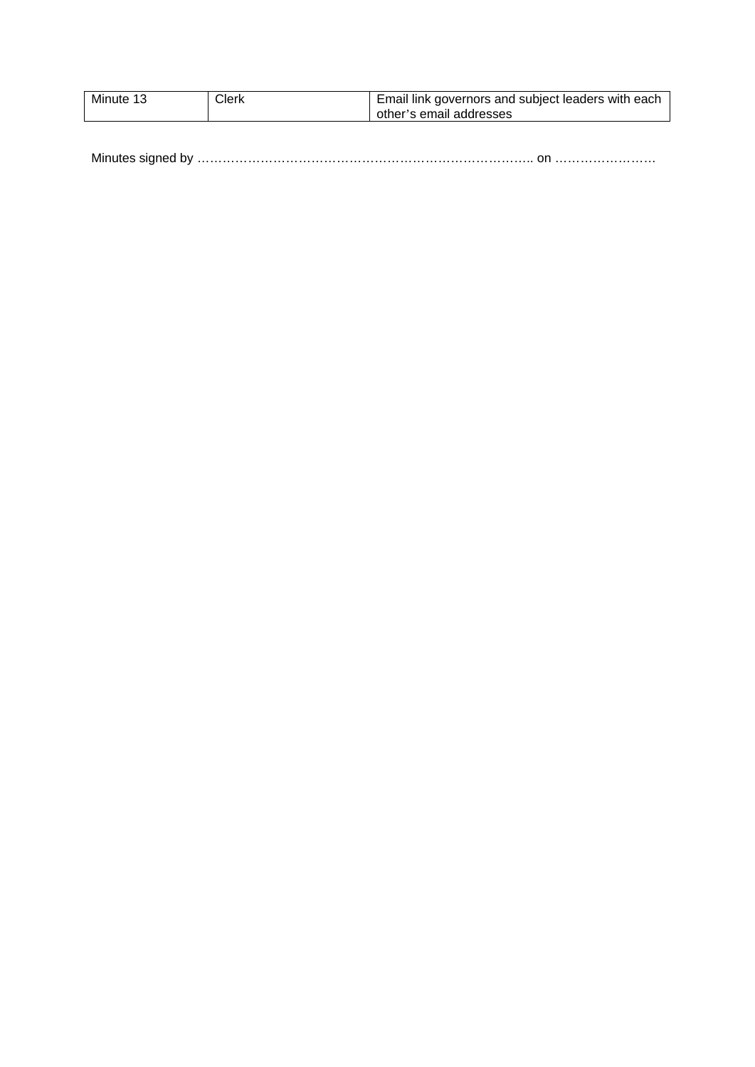| | | |
|---|---|---|
| Minute 13 | Clerk | Email link governors and subject leaders with each other's email addresses |

Minutes signed by ………………………………………………………………………. on ……………………